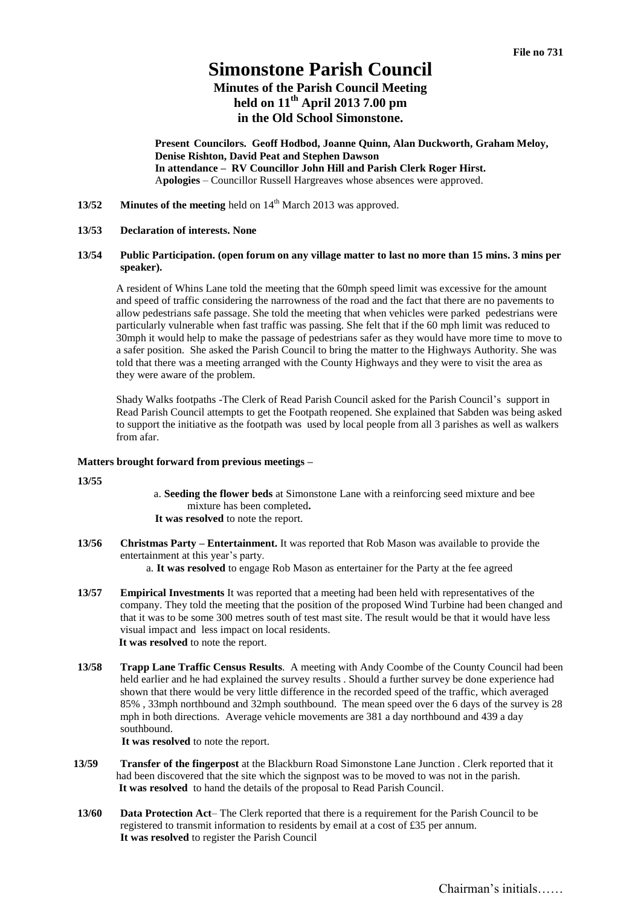File no 731

# Simonstone Parish Council

## Minutes of the Parish Council Meeting held on 11th April 2013 7.00 pm in the Old School Simonstone.

**Present Councilors. Geoff Hodbod, Joanne Quinn, Alan Duckworth, Graham Meloy, Denise Rishton, David Peat and Stephen Dawson**
**In attendance – RV Councillor John Hill and Parish Clerk Roger Hirst.**
A**pologies** – Councillor Russell Hargreaves whose absences were approved.

**13/52 Minutes of the meeting** held on 14th March 2013 was approved.

**13/53 Declaration of interests. None**

**13/54 Public Participation. (open forum on any village matter to last no more than 15 mins. 3 mins per speaker).**

A resident of Whins Lane told the meeting that the 60mph speed limit was excessive for the amount and speed of traffic considering the narrowness of the road and the fact that there are no pavements to allow pedestrians safe passage. She told the meeting that when vehicles were parked pedestrians were particularly vulnerable when fast traffic was passing. She felt that if the 60 mph limit was reduced to 30mph it would help to make the passage of pedestrians safer as they would have more time to move to a safer position. She asked the Parish Council to bring the matter to the Highways Authority. She was told that there was a meeting arranged with the County Highways and they were to visit the area as they were aware of the problem.

Shady Walks footpaths -The Clerk of Read Parish Council asked for the Parish Council's support in Read Parish Council attempts to get the Footpath reopened. She explained that Sabden was being asked to support the initiative as the footpath was used by local people from all 3 parishes as well as walkers from afar.

**Matters brought forward from previous meetings –**

**13/55**

a. **Seeding the flower beds** at Simonstone Lane with a reinforcing seed mixture and bee mixture has been completed**.**
**It was resolved** to note the report.

**13/56 Christmas Party – Entertainment.** It was reported that Rob Mason was available to provide the entertainment at this year's party.

a. **It was resolved** to engage Rob Mason as entertainer for the Party at the fee agreed

**13/57 Empirical Investments** It was reported that a meeting had been held with representatives of the company. They told the meeting that the position of the proposed Wind Turbine had been changed and that it was to be some 300 metres south of test mast site. The result would be that it would have less visual impact and less impact on local residents.
**It was resolved** to note the report.

**13/58 Trapp Lane Traffic Census Results**. A meeting with Andy Coombe of the County Council had been held earlier and he had explained the survey results . Should a further survey be done experience had shown that there would be very little difference in the recorded speed of the traffic, which averaged 85% , 33mph northbound and 32mph southbound. The mean speed over the 6 days of the survey is 28 mph in both directions. Average vehicle movements are 381 a day northbound and 439 a day southbound.
**It was resolved** to note the report.

**13/59 Transfer of the fingerpost** at the Blackburn Road Simonstone Lane Junction . Clerk reported that it had been discovered that the site which the signpost was to be moved to was not in the parish.
**It was resolved** to hand the details of the proposal to Read Parish Council.

**13/60 Data Protection Act**– The Clerk reported that there is a requirement for the Parish Council to be registered to transmit information to residents by email at a cost of £35 per annum.
**It was resolved** to register the Parish Council

Chairman's initials……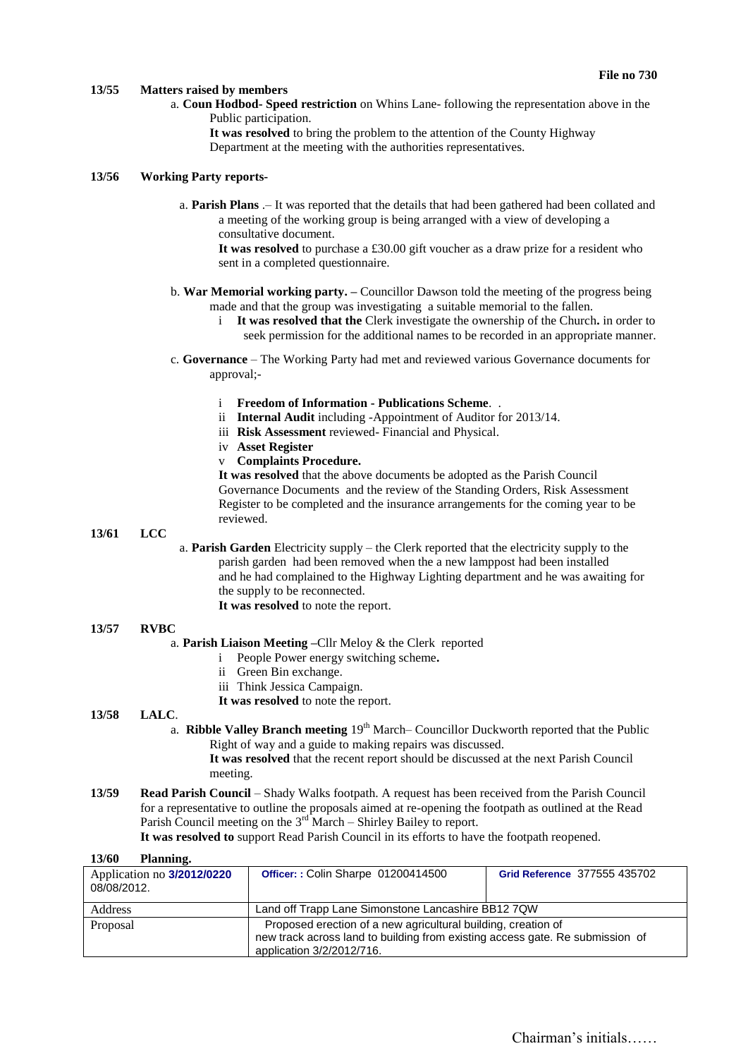**File no 730**

**13/55 Matters raised by members**

a. **Coun Hodbod- Speed restriction** on Whins Lane- following the representation above in the Public participation.
**It was resolved** to bring the problem to the attention of the County Highway Department at the meeting with the authorities representatives.

**13/56 Working Party reports-**

a. **Parish Plans** .– It was reported that the details that had been gathered had been collated and a meeting of the working group is being arranged with a view of developing a consultative document.
**It was resolved** to purchase a £30.00 gift voucher as a draw prize for a resident who sent in a completed questionnaire.

b. **War Memorial working party. –** Councillor Dawson told the meeting of the progress being made and that the group was investigating a suitable memorial to the fallen.
   i **It was resolved that the** Clerk investigate the ownership of the Church**.** in order to seek permission for the additional names to be recorded in an appropriate manner.

c. **Governance** – The Working Party had met and reviewed various Governance documents for approval;-

   i **Freedom of Information - Publications Scheme**. .
   ii **Internal Audit** including -Appointment of Auditor for 2013/14.
   iii **Risk Assessment** reviewed- Financial and Physical.
   iv **Asset Register**
   v **Complaints Procedure.**

**It was resolved** that the above documents be adopted as the Parish Council Governance Documents and the review of the Standing Orders, Risk Assessment Register to be completed and the insurance arrangements for the coming year to be reviewed.

**13/61 LCC**

a. **Parish Garden** Electricity supply – the Clerk reported that the electricity supply to the parish garden had been removed when the a new lamppost had been installed and he had complained to the Highway Lighting department and he was awaiting for the supply to be reconnected.
**It was resolved** to note the report.

**13/57 RVBC**

a. **Parish Liaison Meeting –**Cllr Meloy & the Clerk reported
   i People Power energy switching scheme**.**
   ii Green Bin exchange.
   iii Think Jessica Campaign.
   **It was resolved** to note the report.

**13/58 LALC**.

a. **Ribble Valley Branch meeting** 19th March– Councillor Duckworth reported that the Public Right of way and a guide to making repairs was discussed.
**It was resolved** that the recent report should be discussed at the next Parish Council meeting.

**13/59 Read Parish Council** – Shady Walks footpath. A request has been received from the Parish Council for a representative to outline the proposals aimed at re-opening the footpath as outlined at the Read Parish Council meeting on the 3rd March – Shirley Bailey to report.
**It was resolved to** support Read Parish Council in its efforts to have the footpath reopened.

**13/60 Planning.**

| Application no **3/2012/0220** 08/08/2012. | **Officer: :** Colin Sharpe 01200414500 | **Grid Reference** 377555 435702 |
|---|---|---|
| Address | Land off Trapp Lane Simonstone Lancashire BB12 7QW | |
| Proposal | Proposed erection of a new agricultural building, creation of new track across land to building from existing access gate. Re submission of application 3/2/2012/716. | |

Chairman's initials……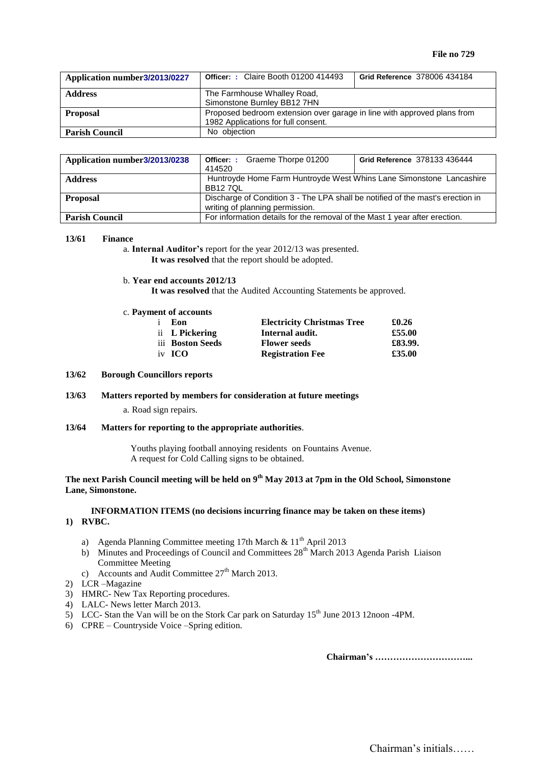**File no 729**

| | | |
|---|---|---|
| **Application number3/2013/0227** | **Officer: :** Claire Booth 01200 414493 | **Grid Reference** 378006 434184 |
| **Address** | The Farmhouse Whalley Road, Simonstone Burnley BB12 7HN | |
| **Proposal** | Proposed bedroom extension over garage in line with approved plans from 1982 Applications for full consent. | |
| **Parish Council** | No objection | |

| | | |
|---|---|---|
| **Application number3/2013/0238** | **Officer: :** Graeme Thorpe 01200 414520 | **Grid Reference** 378133 436444 |
| **Address** | Huntroyde Home Farm Huntroyde West Whins Lane Simonstone Lancashire BB12 7QL | |
| **Proposal** | Discharge of Condition 3 - The LPA shall be notified of the mast's erection in writing of planning permission. | |
| **Parish Council** | For information details for the removal of the Mast 1 year after erection. | |

**13/61 Finance**

a. **Internal Auditor's** report for the year 2012/13 was presented.
**It was resolved** that the report should be adopted.

b. **Year end accounts 2012/13**
**It was resolved** that the Audited Accounting Statements be approved.

c. **Payment of accounts**

| | | | |
|---|---|---|---|
| i | **Eon** | **Electricity Christmas Tree** | **£0.26** |
| ii | **L Pickering** | **Internal audit.** | **£55.00** |
| iii | **Boston Seeds** | **Flower seeds** | **£83.99.** |
| iv | **ICO** | **Registration Fee** | **£35.00** |

**13/62 Borough Councillors reports**

**13/63 Matters reported by members for consideration at future meetings**

a. Road sign repairs.

**13/64 Matters for reporting to the appropriate authorities**.

Youths playing football annoying residents on Fountains Avenue.
A request for Cold Calling signs to be obtained.

**The next Parish Council meeting will be held on 9th May 2013 at 7pm in the Old School, Simonstone Lane, Simonstone.**

**INFORMATION ITEMS (no decisions incurring finance may be taken on these items)**

1) **RVBC.**
   a) Agenda Planning Committee meeting 17th March & 11th April 2013
   b) Minutes and Proceedings of Council and Committees 28th March 2013 Agenda Parish Liaison Committee Meeting
   c) Accounts and Audit Committee 27th March 2013.
2) LCR –Magazine
3) HMRC- New Tax Reporting procedures.
4) LALC- News letter March 2013.
5) LCC- Stan the Van will be on the Stork Car park on Saturday 15th June 2013 12noon -4PM.
6) CPRE – Countryside Voice –Spring edition.

**Chairman's …………………………...**

Chairman's initials……